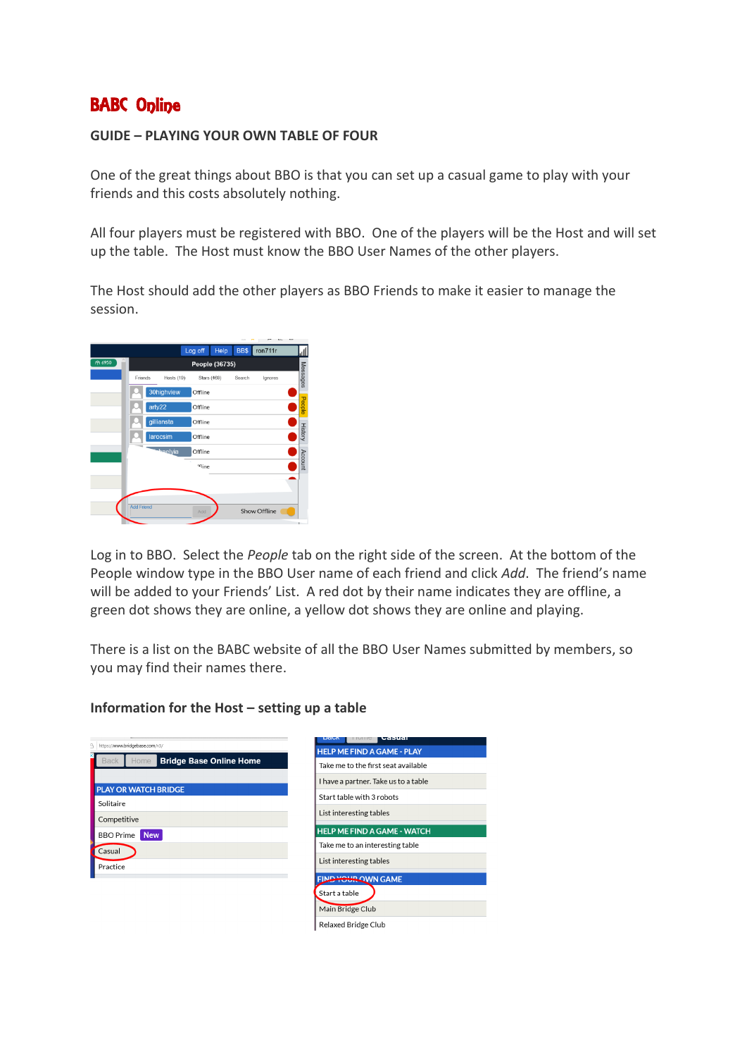# BABC Online

## GUIDE – PLAYING YOUR OWN TABLE OF FOUR

One of the great things about BBO is that you can set up a casual game to play with your friends and this costs absolutely nothing.

All four players must be registered with BBO. One of the players will be the Host and will set up the table. The Host must know the BBO User Names of the other players.

The Host should add the other players as BBO Friends to make it easier to manage the session.

Log in to BBO. Select the *People* tab on the right side of the screen. At the bottom of the People window type in the BBO User name of each friend and click *Add*. The friend's name will be added to your Friends' List. A red dot by their name indicates they are offline, a green dot shows they are online, a yellow dot shows they are online and playing.

There is a list on the BABC website of all the BBO User Names submitted by members, so you may find their names there.

### Information for the Host – setting up a table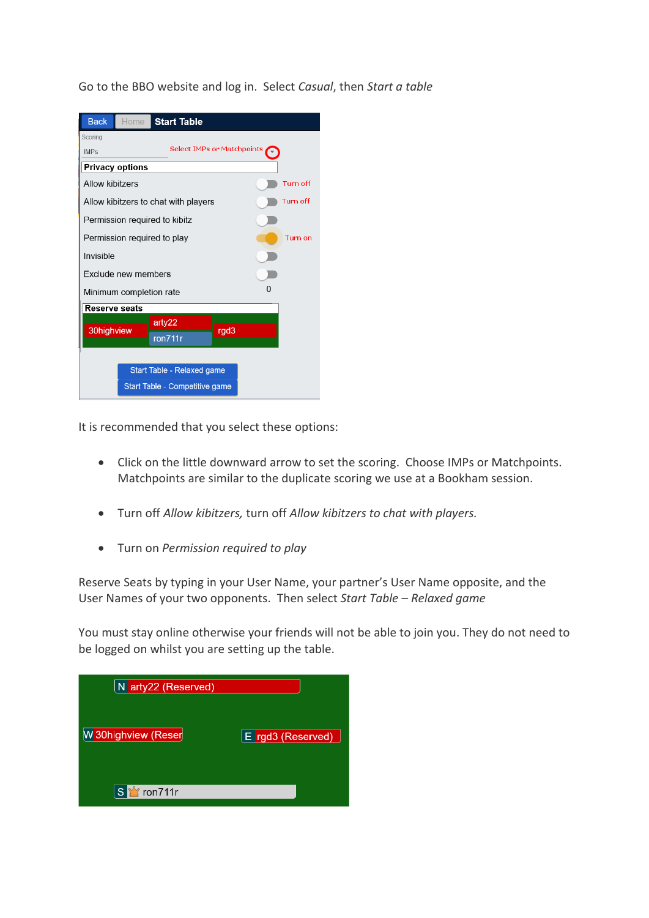Go to the BBO website and log in. Select *Casual*, then *Start a table*

It is recommended that you select these options:

- Click on the little downward arrow to set the scoring. Choose IMPs or Matchpoints. Matchpoints are similar to the duplicate scoring we use at a Bookham session.

- Turn off *Allow kibitzers,* turn off *Allow kibitzers to chat with players.*

- Turn on *Permission required to play*

Reserve Seats by typing in your User Name, your partner's User Name opposite, and the User Names of your two opponents. Then select *Start Table – Relaxed game*

You must stay online otherwise your friends will not be able to join you. They do not need to be logged on whilst you are setting up the table.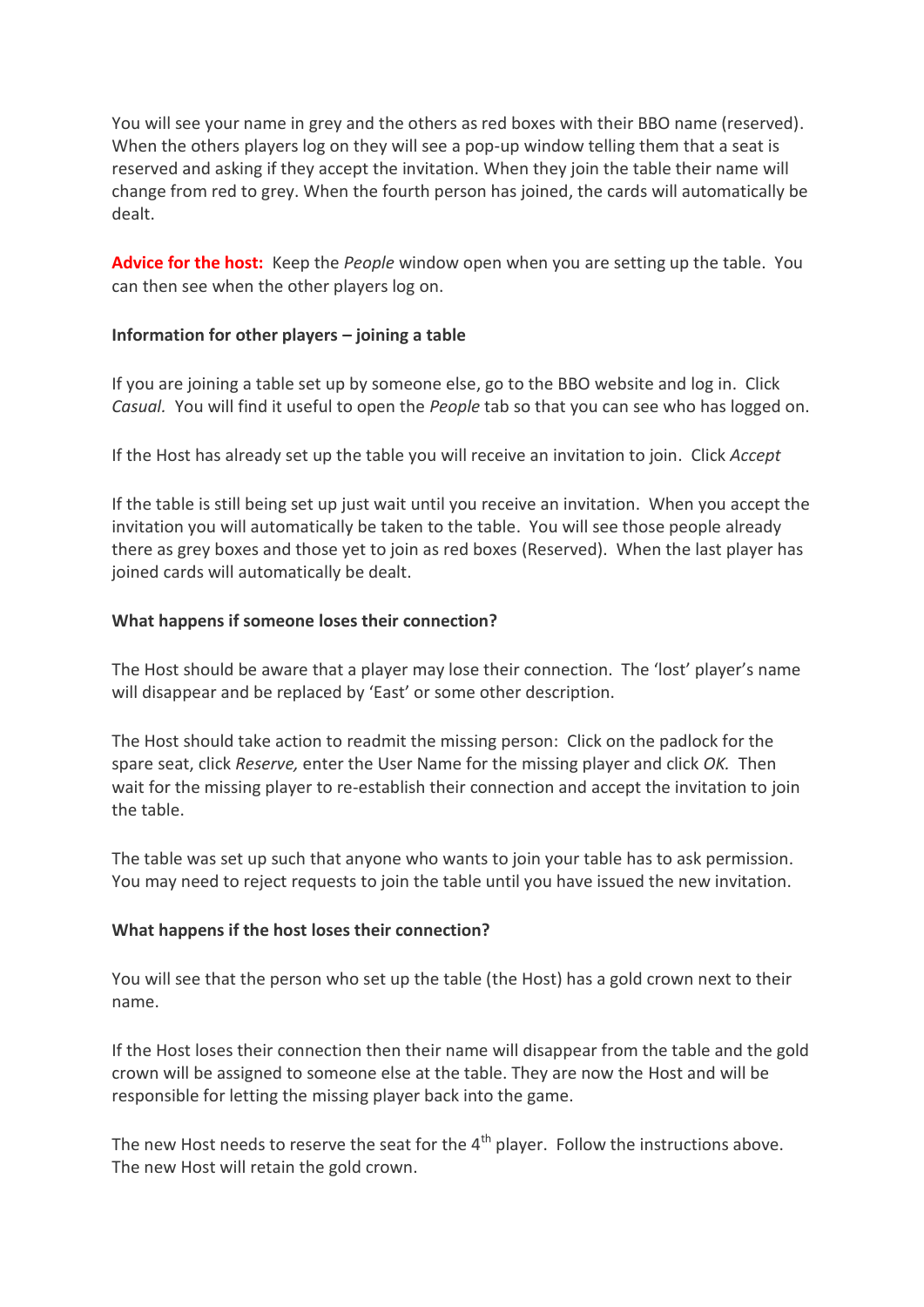You will see your name in grey and the others as red boxes with their BBO name (reserved). When the others players log on they will see a pop-up window telling them that a seat is reserved and asking if they accept the invitation. When they join the table their name will change from red to grey. When the fourth person has joined, the cards will automatically be dealt.

**Advice for the host:** Keep the *People* window open when you are setting up the table. You can then see when the other players log on.

**Information for other players – joining a table**

If you are joining a table set up by someone else, go to the BBO website and log in. Click *Casual.* You will find it useful to open the *People* tab so that you can see who has logged on.

If the Host has already set up the table you will receive an invitation to join. Click *Accept*

If the table is still being set up just wait until you receive an invitation. When you accept the invitation you will automatically be taken to the table. You will see those people already there as grey boxes and those yet to join as red boxes (Reserved). When the last player has joined cards will automatically be dealt.

**What happens if someone loses their connection?**

The Host should be aware that a player may lose their connection. The 'lost' player's name will disappear and be replaced by 'East' or some other description.

The Host should take action to readmit the missing person: Click on the padlock for the spare seat, click *Reserve,* enter the User Name for the missing player and click *OK.* Then wait for the missing player to re-establish their connection and accept the invitation to join the table.

The table was set up such that anyone who wants to join your table has to ask permission. You may need to reject requests to join the table until you have issued the new invitation.

**What happens if the host loses their connection?**

You will see that the person who set up the table (the Host) has a gold crown next to their name.

If the Host loses their connection then their name will disappear from the table and the gold crown will be assigned to someone else at the table. They are now the Host and will be responsible for letting the missing player back into the game.

The new Host needs to reserve the seat for the 4th player. Follow the instructions above. The new Host will retain the gold crown.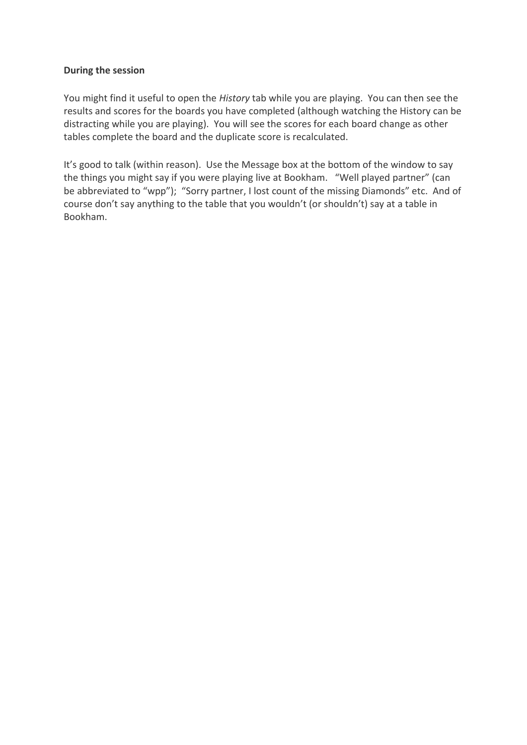**During the session**

You might find it useful to open the *History* tab while you are playing. You can then see the results and scores for the boards you have completed (although watching the History can be distracting while you are playing). You will see the scores for each board change as other tables complete the board and the duplicate score is recalculated.

It's good to talk (within reason). Use the Message box at the bottom of the window to say the things you might say if you were playing live at Bookham. "Well played partner" (can be abbreviated to "wpp"); "Sorry partner, I lost count of the missing Diamonds" etc. And of course don't say anything to the table that you wouldn't (or shouldn't) say at a table in Bookham.